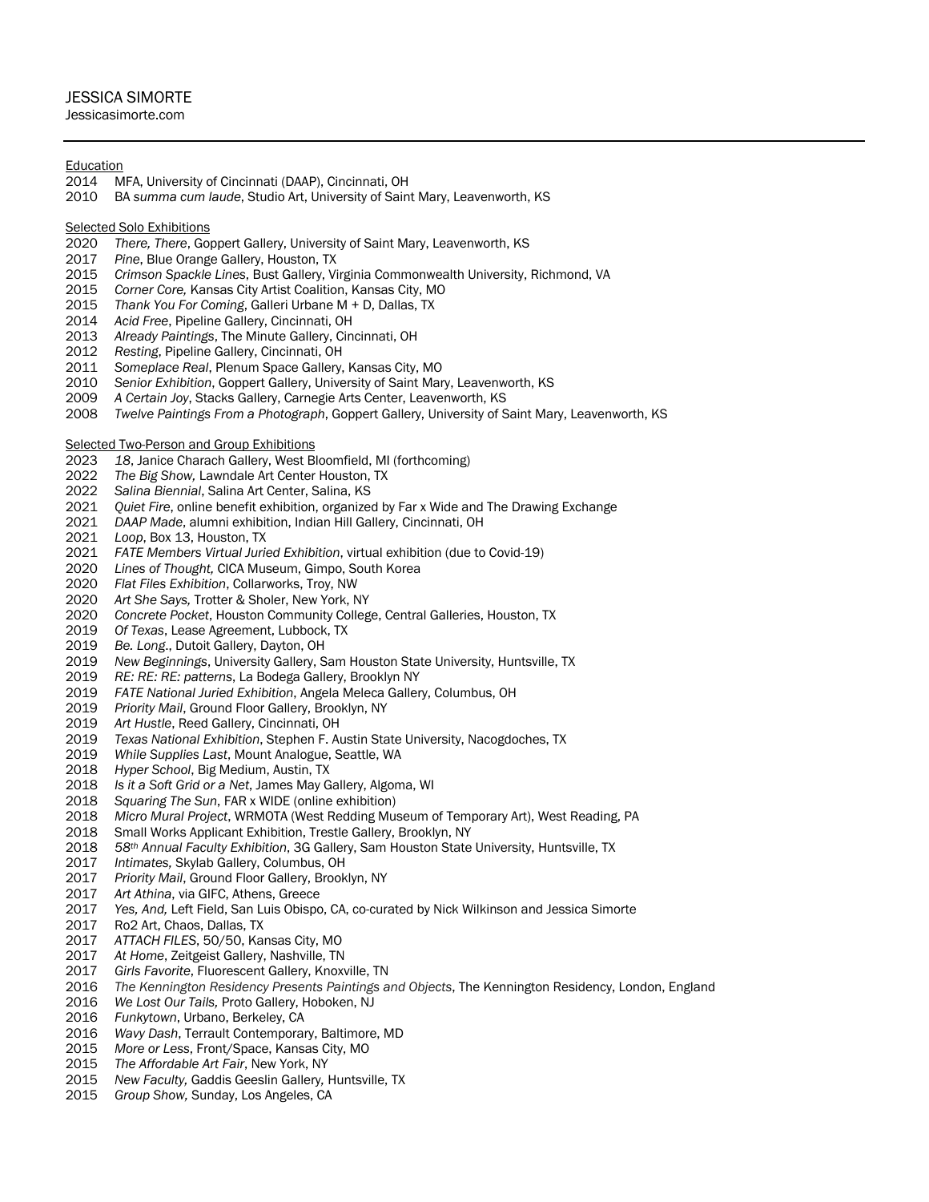# JESSICA SIMORTE

Jessicasimorte.com

---

## Education

2014 MFA, University of Cincinnati (DAAP), Cincinnati, OH
2010 BA *summa cum laude*, Studio Art, University of Saint Mary, Leavenworth, KS

## Selected Solo Exhibitions

2020 *There, There*, Goppert Gallery, University of Saint Mary, Leavenworth, KS
2017 *Pine*, Blue Orange Gallery, Houston, TX
2015 *Crimson Spackle Lines*, Bust Gallery, Virginia Commonwealth University, Richmond, VA
2015 *Corner Core,* Kansas City Artist Coalition, Kansas City, MO
2015 *Thank You For Coming*, Galleri Urbane M + D, Dallas, TX
2014 *Acid Free*, Pipeline Gallery, Cincinnati, OH
2013 *Already Paintings*, The Minute Gallery, Cincinnati, OH
2012 *Resting*, Pipeline Gallery, Cincinnati, OH
2011 *Someplace Real*, Plenum Space Gallery, Kansas City, MO
2010 *Senior Exhibition*, Goppert Gallery, University of Saint Mary, Leavenworth, KS
2009 *A Certain Joy*, Stacks Gallery, Carnegie Arts Center, Leavenworth, KS
2008 *Twelve Paintings From a Photograph*, Goppert Gallery, University of Saint Mary, Leavenworth, KS

## Selected Two-Person and Group Exhibitions

2023 *18*, Janice Charach Gallery, West Bloomfield, MI (forthcoming)
2022 *The Big Show,* Lawndale Art Center Houston, TX
2022 *Salina Biennial*, Salina Art Center, Salina, KS
2021 *Quiet Fire*, online benefit exhibition, organized by Far x Wide and The Drawing Exchange
2021 *DAAP Made*, alumni exhibition, Indian Hill Gallery, Cincinnati, OH
2021 *Loop*, Box 13, Houston, TX
2021 *FATE Members Virtual Juried Exhibition*, virtual exhibition (due to Covid-19)
2020 *Lines of Thought,* CICA Museum, Gimpo, South Korea
2020 *Flat Files Exhibition*, Collarworks, Troy, NW
2020 *Art She Says,* Trotter & Sholer, New York, NY
2020 *Concrete Pocket*, Houston Community College, Central Galleries, Houston, TX
2019 *Of Texas*, Lease Agreement, Lubbock, TX
2019 *Be. Long.*, Dutoit Gallery, Dayton, OH
2019 *New Beginnings*, University Gallery, Sam Houston State University, Huntsville, TX
2019 *RE: RE: RE: patterns*, La Bodega Gallery, Brooklyn NY
2019 *FATE National Juried Exhibition*, Angela Meleca Gallery, Columbus, OH
2019 *Priority Mail*, Ground Floor Gallery, Brooklyn, NY
2019 *Art Hustle*, Reed Gallery, Cincinnati, OH
2019 *Texas National Exhibition*, Stephen F. Austin State University, Nacogdoches, TX
2019 *While Supplies Last*, Mount Analogue, Seattle, WA
2018 *Hyper School*, Big Medium, Austin, TX
2018 *Is it a Soft Grid or a Net*, James May Gallery, Algoma, WI
2018 *Squaring The Sun*, FAR x WIDE (online exhibition)
2018 *Micro Mural Project*, WRMOTA (West Redding Museum of Temporary Art), West Reading, PA
2018 Small Works Applicant Exhibition, Trestle Gallery, Brooklyn, NY
2018 *58th Annual Faculty Exhibition*, 3G Gallery, Sam Houston State University, Huntsville, TX
2017 *Intimates,* Skylab Gallery, Columbus, OH
2017 *Priority Mail*, Ground Floor Gallery, Brooklyn, NY
2017 *Art Athina*, via GIFC, Athens, Greece
2017 *Yes, And,* Left Field, San Luis Obispo, CA, co-curated by Nick Wilkinson and Jessica Simorte
2017 Ro2 Art, Chaos, Dallas, TX
2017 *ATTACH FILES*, 50/50, Kansas City, MO
2017 *At Home*, Zeitgeist Gallery, Nashville, TN
2017 *Girls Favorite*, Fluorescent Gallery, Knoxville, TN
2016 *The Kennington Residency Presents Paintings and Objects*, The Kennington Residency, London, England
2016 *We Lost Our Tails,* Proto Gallery, Hoboken, NJ
2016 *Funkytown*, Urbano, Berkeley, CA
2016 *Wavy Dash*, Terrault Contemporary, Baltimore, MD
2015 *More or Less*, Front/Space, Kansas City, MO
2015 *The Affordable Art Fair*, New York, NY
2015 *New Faculty,* Gaddis Geeslin Gallery, Huntsville, TX
2015 *Group Show,* Sunday, Los Angeles, CA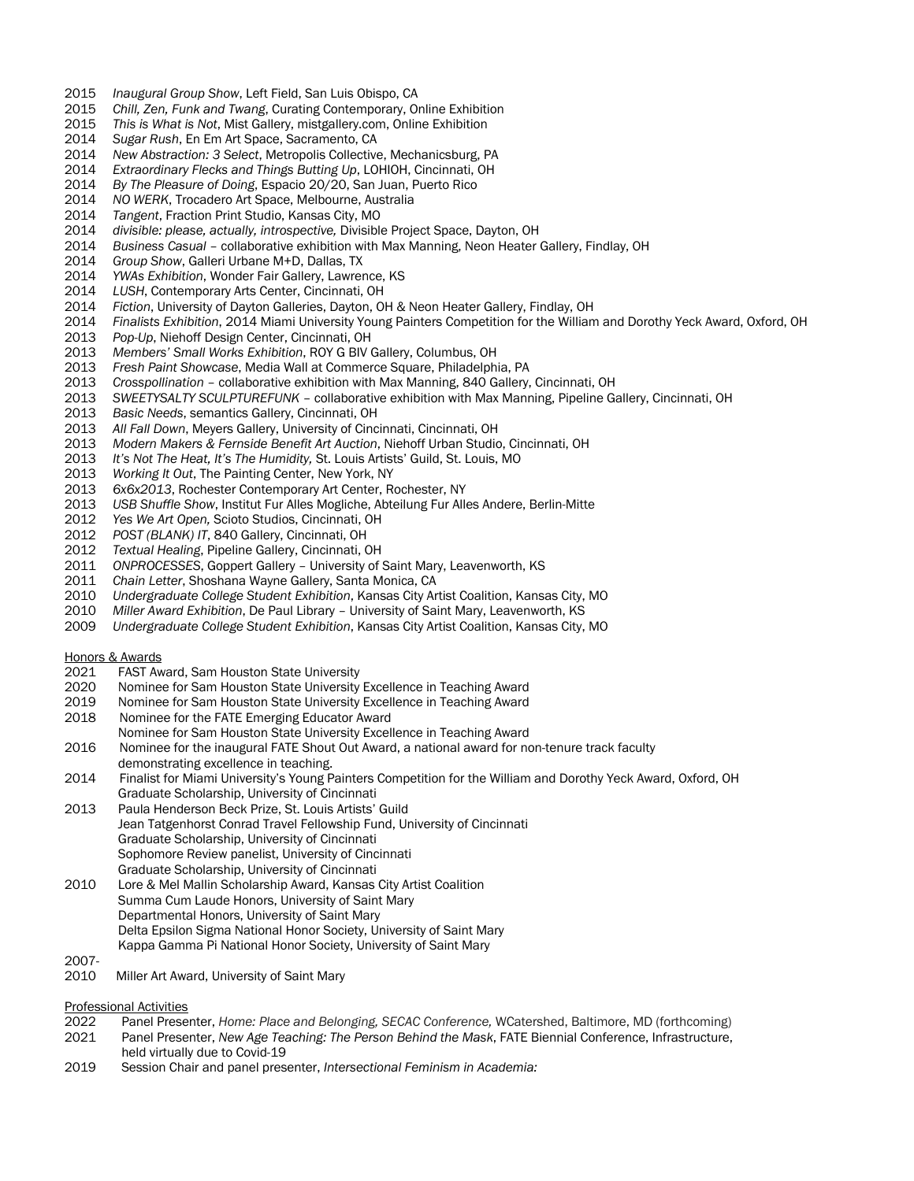2015 *Inaugural Group Show*, Left Field, San Luis Obispo, CA
2015 *Chill, Zen, Funk and Twang*, Curating Contemporary, Online Exhibition
2015 *This is What is Not*, Mist Gallery, mistgallery.com, Online Exhibition
2014 *Sugar Rush*, En Em Art Space, Sacramento, CA
2014 *New Abstraction: 3 Select*, Metropolis Collective, Mechanicsburg, PA
2014 *Extraordinary Flecks and Things Butting Up*, LOHIOH, Cincinnati, OH
2014 *By The Pleasure of Doing*, Espacio 20/20, San Juan, Puerto Rico
2014 *NO WERK*, Trocadero Art Space, Melbourne, Australia
2014 *Tangent*, Fraction Print Studio, Kansas City, MO
2014 *divisible: please, actually, introspective,* Divisible Project Space, Dayton, OH
2014 *Business Casual* – collaborative exhibition with Max Manning, Neon Heater Gallery, Findlay, OH
2014 *Group Show*, Galleri Urbane M+D, Dallas, TX
2014 *YWAs Exhibition*, Wonder Fair Gallery, Lawrence, KS
2014 *LUSH*, Contemporary Arts Center, Cincinnati, OH
2014 *Fiction*, University of Dayton Galleries, Dayton, OH & Neon Heater Gallery, Findlay, OH
2014 *Finalists Exhibition*, 2014 Miami University Young Painters Competition for the William and Dorothy Yeck Award, Oxford, OH
2013 *Pop-Up*, Niehoff Design Center, Cincinnati, OH
2013 *Members' Small Works Exhibition*, ROY G BIV Gallery, Columbus, OH
2013 *Fresh Paint Showcase*, Media Wall at Commerce Square, Philadelphia, PA
2013 *Crosspollination* – collaborative exhibition with Max Manning, 840 Gallery, Cincinnati, OH
2013 *SWEETYSALTY SCULPTUREFUNK* – collaborative exhibition with Max Manning, Pipeline Gallery, Cincinnati, OH
2013 *Basic Needs*, semantics Gallery, Cincinnati, OH
2013 *All Fall Down*, Meyers Gallery, University of Cincinnati, Cincinnati, OH
2013 *Modern Makers & Fernside Benefit Art Auction*, Niehoff Urban Studio, Cincinnati, OH
2013 *It's Not The Heat, It's The Humidity,* St. Louis Artists' Guild, St. Louis, MO
2013 *Working It Out*, The Painting Center, New York, NY
2013 *6x6x2013*, Rochester Contemporary Art Center, Rochester, NY
2013 *USB Shuffle Show*, Institut Fur Alles Mogliche, Abteilung Fur Alles Andere, Berlin-Mitte
2012 *Yes We Art Open,* Scioto Studios, Cincinnati, OH
2012 *POST (BLANK) IT*, 840 Gallery, Cincinnati, OH
2012 *Textual Healing*, Pipeline Gallery, Cincinnati, OH
2011 *ONPROCESSES*, Goppert Gallery – University of Saint Mary, Leavenworth, KS
2011 *Chain Letter*, Shoshana Wayne Gallery, Santa Monica, CA
2010 *Undergraduate College Student Exhibition*, Kansas City Artist Coalition, Kansas City, MO
2010 *Miller Award Exhibition*, De Paul Library – University of Saint Mary, Leavenworth, KS
2009 *Undergraduate College Student Exhibition*, Kansas City Artist Coalition, Kansas City, MO

Honors & Awards

2021 FAST Award, Sam Houston State University
2020 Nominee for Sam Houston State University Excellence in Teaching Award
2019 Nominee for Sam Houston State University Excellence in Teaching Award
2018 Nominee for the FATE Emerging Educator Award
Nominee for Sam Houston State University Excellence in Teaching Award
2016 Nominee for the inaugural FATE Shout Out Award, a national award for non-tenure track faculty demonstrating excellence in teaching.
2014 Finalist for Miami University's Young Painters Competition for the William and Dorothy Yeck Award, Oxford, OH
Graduate Scholarship, University of Cincinnati
2013 Paula Henderson Beck Prize, St. Louis Artists' Guild
Jean Tatgenhorst Conrad Travel Fellowship Fund, University of Cincinnati
Graduate Scholarship, University of Cincinnati
Sophomore Review panelist, University of Cincinnati
Graduate Scholarship, University of Cincinnati
2010 Lore & Mel Mallin Scholarship Award, Kansas City Artist Coalition
Summa Cum Laude Honors, University of Saint Mary
Departmental Honors, University of Saint Mary
Delta Epsilon Sigma National Honor Society, University of Saint Mary
Kappa Gamma Pi National Honor Society, University of Saint Mary
2007-2010 Miller Art Award, University of Saint Mary

Professional Activities

2022 Panel Presenter, *Home: Place and Belonging, SECAC Conference,* WCatershed, Baltimore, MD (forthcoming)
2021 Panel Presenter, *New Age Teaching: The Person Behind the Mask*, FATE Biennial Conference, Infrastructure, held virtually due to Covid-19
2019 Session Chair and panel presenter, *Intersectional Feminism in Academia:*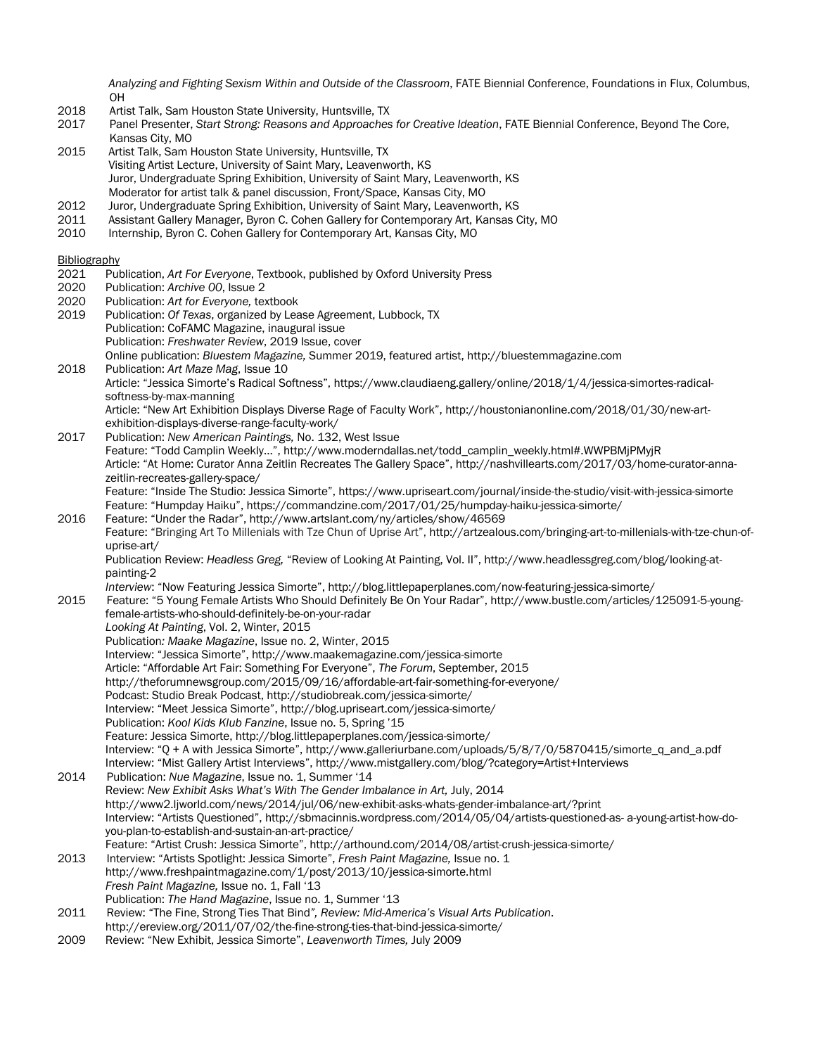*Analyzing and Fighting Sexism Within and Outside of the Classroom*, FATE Biennial Conference, Foundations in Flux, Columbus, OH

2018 Artist Talk, Sam Houston State University, Huntsville, TX

2017 Panel Presenter, *Start Strong: Reasons and Approaches for Creative Ideation*, FATE Biennial Conference, Beyond The Core, Kansas City, MO

2015 Artist Talk, Sam Houston State University, Huntsville, TX
Visiting Artist Lecture, University of Saint Mary, Leavenworth, KS
Juror, Undergraduate Spring Exhibition, University of Saint Mary, Leavenworth, KS
Moderator for artist talk & panel discussion, Front/Space, Kansas City, MO

2012 Juror, Undergraduate Spring Exhibition, University of Saint Mary, Leavenworth, KS

2011 Assistant Gallery Manager, Byron C. Cohen Gallery for Contemporary Art, Kansas City, MO

2010 Internship, Byron C. Cohen Gallery for Contemporary Art, Kansas City, MO

## Bibliography

2021 Publication, *Art For Everyone*, Textbook, published by Oxford University Press

2020 Publication: *Archive 00*, Issue 2

2020 Publication: *Art for Everyone,* textbook

2019 Publication: *Of Texas*, organized by Lease Agreement, Lubbock, TX
Publication: CoFAMC Magazine, inaugural issue
Publication: *Freshwater Review*, 2019 Issue, cover
Online publication: *Bluestem Magazine,* Summer 2019, featured artist, http://bluestemmagazine.com

2018 Publication: *Art Maze Mag*, Issue 10
Article: "Jessica Simorte's Radical Softness", https://www.claudiaeng.gallery/online/2018/1/4/jessica-simortes-radical-softness-by-max-manning
Article: "New Art Exhibition Displays Diverse Rage of Faculty Work", http://houstonianonline.com/2018/01/30/new-art-exhibition-displays-diverse-range-faculty-work/

2017 Publication: *New American Paintings,* No. 132, West Issue
Feature: "Todd Camplin Weekly…", http://www.moderndallas.net/todd_camplin_weekly.html#.WWPBMjPMyjR
Article: "At Home: Curator Anna Zeitlin Recreates The Gallery Space", http://nashvillearts.com/2017/03/home-curator-anna-zeitlin-recreates-gallery-space/
Feature: "Inside The Studio: Jessica Simorte", https://www.upriseart.com/journal/inside-the-studio/visit-with-jessica-simorte
Feature: "Humpday Haiku", https://commandzine.com/2017/01/25/humpday-haiku-jessica-simorte/

2016 Feature: "Under the Radar", http://www.artslant.com/ny/articles/show/46569
Feature: "Bringing Art To Millenials with Tze Chun of Uprise Art", http://artzealous.com/bringing-art-to-millenials-with-tze-chun-of-uprise-art/
Publication Review: *Headless Greg,* "Review of Looking At Painting, Vol. II", http://www.headlessgreg.com/blog/looking-at-painting-2
*Interview*: "Now Featuring Jessica Simorte", http://blog.littlepaperplanes.com/now-featuring-jessica-simorte/

2015 Feature: "5 Young Female Artists Who Should Definitely Be On Your Radar", http://www.bustle.com/articles/125091-5-young-female-artists-who-should-definitely-be-on-your-radar
*Looking At Painting*, Vol. 2, Winter, 2015
Publication*: Maake Magazine*, Issue no. 2, Winter, 2015
Interview: "Jessica Simorte", http://www.maakemagazine.com/jessica-simorte
Article: "Affordable Art Fair: Something For Everyone", *The Forum*, September, 2015
http://theforumnewsgroup.com/2015/09/16/affordable-art-fair-something-for-everyone/
Podcast: Studio Break Podcast, http://studiobreak.com/jessica-simorte/
Interview: "Meet Jessica Simorte", http://blog.upriseart.com/jessica-simorte/
Publication: *Kool Kids Klub Fanzine*, Issue no. 5, Spring '15
Feature: Jessica Simorte, http://blog.littlepaperplanes.com/jessica-simorte/
Interview: "Q + A with Jessica Simorte", http://www.galleriurbane.com/uploads/5/8/7/0/5870415/simorte_q_and_a.pdf
Interview: "Mist Gallery Artist Interviews", http://www.mistgallery.com/blog/?category=Artist+Interviews

2014 Publication: *Nue Magazine*, Issue no. 1, Summer '14
Review: *New Exhibit Asks What's With The Gender Imbalance in Art,* July, 2014
http://www2.ljworld.com/news/2014/jul/06/new-exhibit-asks-whats-gender-imbalance-art/?print
Interview: "Artists Questioned", http://sbmacinnis.wordpress.com/2014/05/04/artists-questioned-as- a-young-artist-how-do-you-plan-to-establish-and-sustain-an-art-practice/
Feature: "Artist Crush: Jessica Simorte", http://arthound.com/2014/08/artist-crush-jessica-simorte/

2013 Interview: "Artists Spotlight: Jessica Simorte", *Fresh Paint Magazine,* Issue no. 1
http://www.freshpaintmagazine.com/1/post/2013/10/jessica-simorte.html
*Fresh Paint Magazine,* Issue no. 1, Fall '13
Publication: *The Hand Magazine*, Issue no. 1, Summer '13

2011 Review: "The Fine, Strong Ties That Bind*", Review: Mid-America's Visual Arts Publication*.
http://ereview.org/2011/07/02/the-fine-strong-ties-that-bind-jessica-simorte/

2009 Review: "New Exhibit, Jessica Simorte", *Leavenworth Times,* July 2009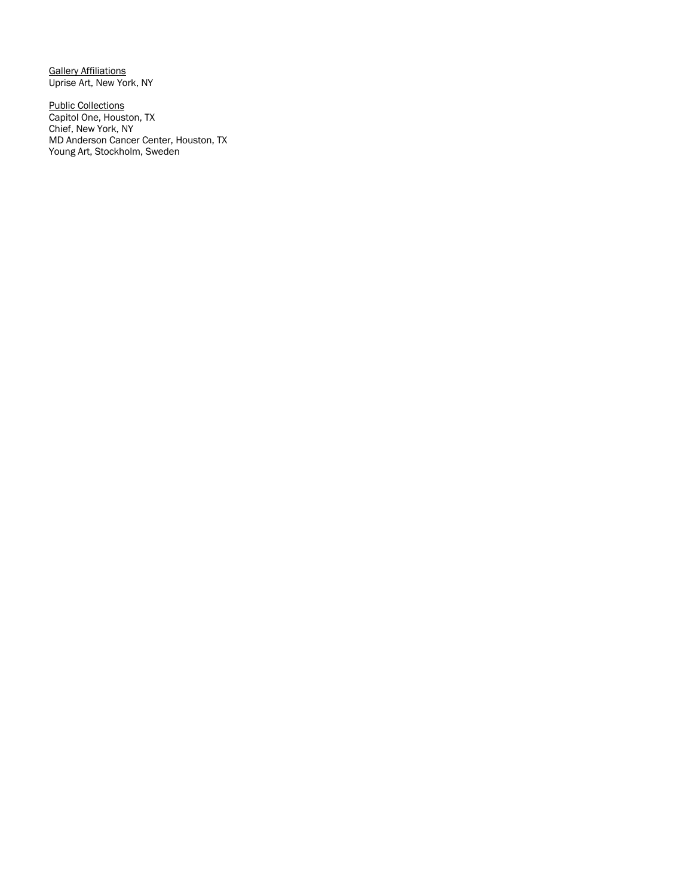Gallery Affiliations

Uprise Art, New York, NY

Public Collections

Capitol One, Houston, TX
Chief, New York, NY
MD Anderson Cancer Center, Houston, TX
Young Art, Stockholm, Sweden